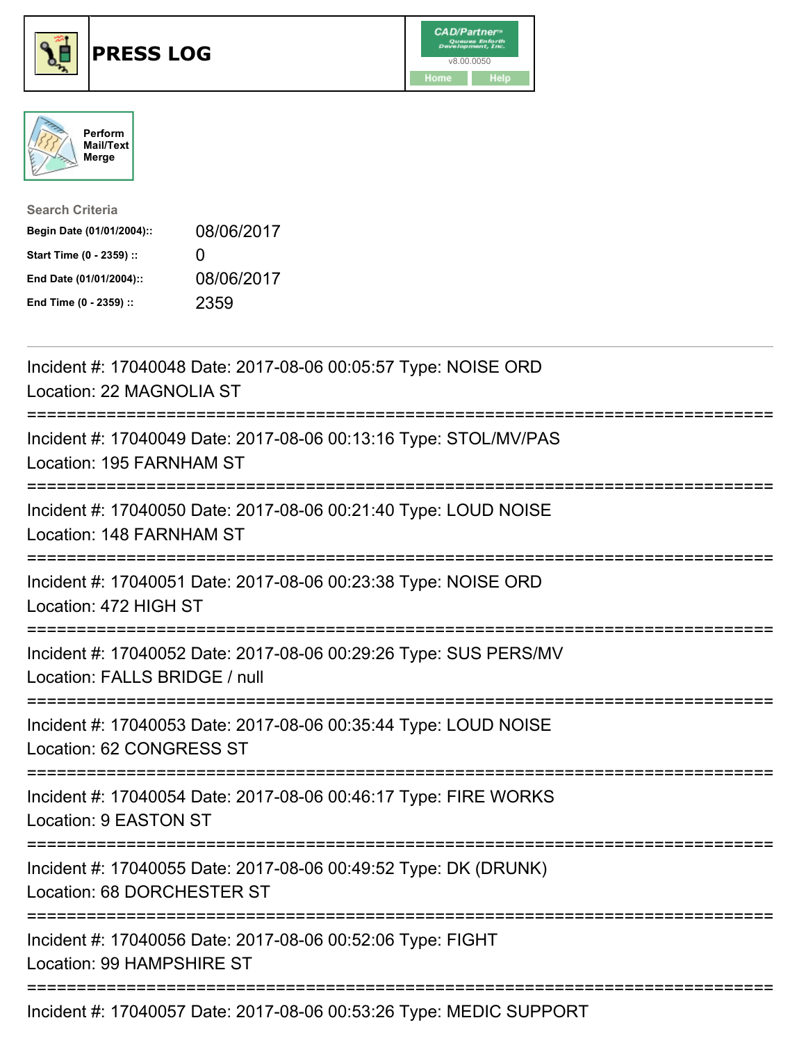# PRESS LOG

CAD/Partner™ v8.00.0050

Home Help

Perform Mail/Text Merge

**Search Criteria**

| | |
|---|---|
| **Begin Date (01/01/2004)::** | 08/06/2017 |
| **Start Time (0 - 2359) ::** | 0 |
| **End Date (01/01/2004)::** | 08/06/2017 |
| **End Time (0 - 2359) ::** | 2359 |

---

Incident #: 17040048 Date: 2017-08-06 00:05:57 Type: NOISE ORD
Location: 22 MAGNOLIA ST

===========================================================================

Incident #: 17040049 Date: 2017-08-06 00:13:16 Type: STOL/MV/PAS
Location: 195 FARNHAM ST

===========================================================================

Incident #: 17040050 Date: 2017-08-06 00:21:40 Type: LOUD NOISE
Location: 148 FARNHAM ST

===========================================================================

Incident #: 17040051 Date: 2017-08-06 00:23:38 Type: NOISE ORD
Location: 472 HIGH ST

===========================================================================

Incident #: 17040052 Date: 2017-08-06 00:29:26 Type: SUS PERS/MV
Location: FALLS BRIDGE / null

===========================================================================

Incident #: 17040053 Date: 2017-08-06 00:35:44 Type: LOUD NOISE
Location: 62 CONGRESS ST

===========================================================================

Incident #: 17040054 Date: 2017-08-06 00:46:17 Type: FIRE WORKS
Location: 9 EASTON ST

===========================================================================

Incident #: 17040055 Date: 2017-08-06 00:49:52 Type: DK (DRUNK)
Location: 68 DORCHESTER ST

===========================================================================

Incident #: 17040056 Date: 2017-08-06 00:52:06 Type: FIGHT
Location: 99 HAMPSHIRE ST

===========================================================================

Incident #: 17040057 Date: 2017-08-06 00:53:26 Type: MEDIC SUPPORT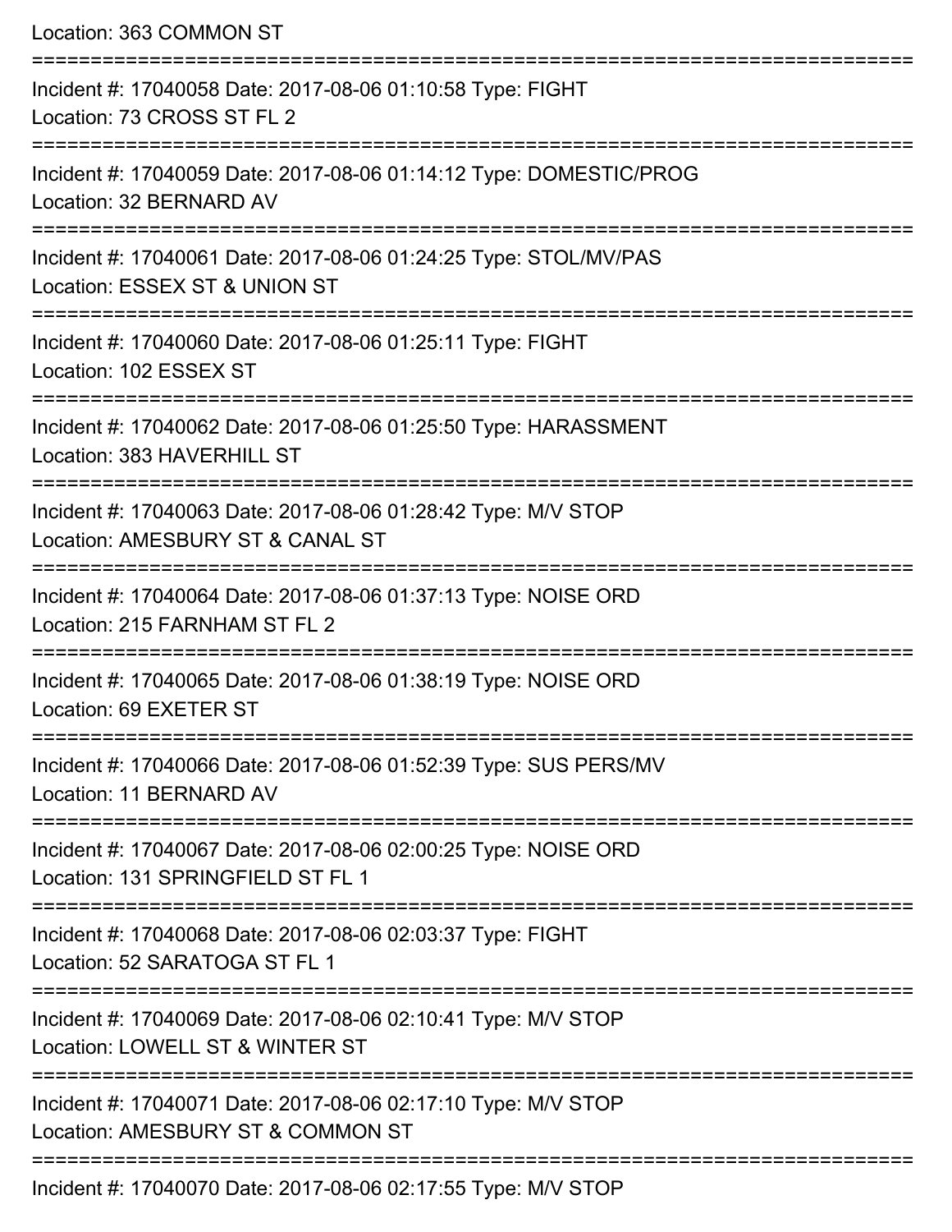Location: 363 COMMON ST

===========================================================================

Incident #: 17040058 Date: 2017-08-06 01:10:58 Type: FIGHT
Location: 73 CROSS ST FL 2

===========================================================================

Incident #: 17040059 Date: 2017-08-06 01:14:12 Type: DOMESTIC/PROG
Location: 32 BERNARD AV

===========================================================================

Incident #: 17040061 Date: 2017-08-06 01:24:25 Type: STOL/MV/PAS
Location: ESSEX ST & UNION ST

===========================================================================

Incident #: 17040060 Date: 2017-08-06 01:25:11 Type: FIGHT
Location: 102 ESSEX ST

===========================================================================

Incident #: 17040062 Date: 2017-08-06 01:25:50 Type: HARASSMENT
Location: 383 HAVERHILL ST

===========================================================================

Incident #: 17040063 Date: 2017-08-06 01:28:42 Type: M/V STOP
Location: AMESBURY ST & CANAL ST

===========================================================================

Incident #: 17040064 Date: 2017-08-06 01:37:13 Type: NOISE ORD
Location: 215 FARNHAM ST FL 2

===========================================================================

Incident #: 17040065 Date: 2017-08-06 01:38:19 Type: NOISE ORD
Location: 69 EXETER ST

===========================================================================

Incident #: 17040066 Date: 2017-08-06 01:52:39 Type: SUS PERS/MV
Location: 11 BERNARD AV

===========================================================================

Incident #: 17040067 Date: 2017-08-06 02:00:25 Type: NOISE ORD
Location: 131 SPRINGFIELD ST FL 1

===========================================================================

Incident #: 17040068 Date: 2017-08-06 02:03:37 Type: FIGHT
Location: 52 SARATOGA ST FL 1

===========================================================================

Incident #: 17040069 Date: 2017-08-06 02:10:41 Type: M/V STOP
Location: LOWELL ST & WINTER ST

===========================================================================

Incident #: 17040071 Date: 2017-08-06 02:17:10 Type: M/V STOP
Location: AMESBURY ST & COMMON ST

===========================================================================

Incident #: 17040070 Date: 2017-08-06 02:17:55 Type: M/V STOP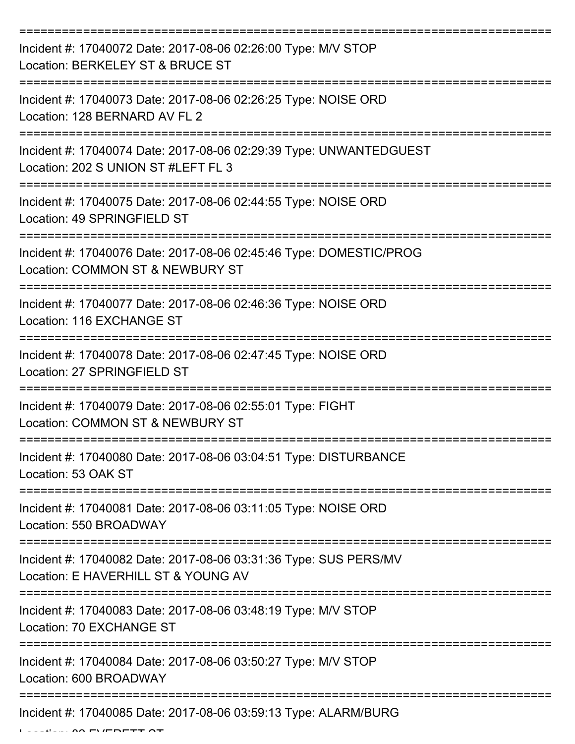===========================================================================
Incident #: 17040072 Date: 2017-08-06 02:26:00 Type: M/V STOP
Location: BERKELEY ST & BRUCE ST
===========================================================================
Incident #: 17040073 Date: 2017-08-06 02:26:25 Type: NOISE ORD
Location: 128 BERNARD AV FL 2
===========================================================================
Incident #: 17040074 Date: 2017-08-06 02:29:39 Type: UNWANTEDGUEST
Location: 202 S UNION ST #LEFT FL 3
===========================================================================
Incident #: 17040075 Date: 2017-08-06 02:44:55 Type: NOISE ORD
Location: 49 SPRINGFIELD ST
===========================================================================
Incident #: 17040076 Date: 2017-08-06 02:45:46 Type: DOMESTIC/PROG
Location: COMMON ST & NEWBURY ST
===========================================================================
Incident #: 17040077 Date: 2017-08-06 02:46:36 Type: NOISE ORD
Location: 116 EXCHANGE ST
===========================================================================
Incident #: 17040078 Date: 2017-08-06 02:47:45 Type: NOISE ORD
Location: 27 SPRINGFIELD ST
===========================================================================
Incident #: 17040079 Date: 2017-08-06 02:55:01 Type: FIGHT
Location: COMMON ST & NEWBURY ST
===========================================================================
Incident #: 17040080 Date: 2017-08-06 03:04:51 Type: DISTURBANCE
Location: 53 OAK ST
===========================================================================
Incident #: 17040081 Date: 2017-08-06 03:11:05 Type: NOISE ORD
Location: 550 BROADWAY
===========================================================================
Incident #: 17040082 Date: 2017-08-06 03:31:36 Type: SUS PERS/MV
Location: E HAVERHILL ST & YOUNG AV
===========================================================================
Incident #: 17040083 Date: 2017-08-06 03:48:19 Type: M/V STOP
Location: 70 EXCHANGE ST
===========================================================================
Incident #: 17040084 Date: 2017-08-06 03:50:27 Type: M/V STOP
Location: 600 BROADWAY
===========================================================================
Incident #: 17040085 Date: 2017-08-06 03:59:13 Type: ALARM/BURG
Location: 82 EVERETT ST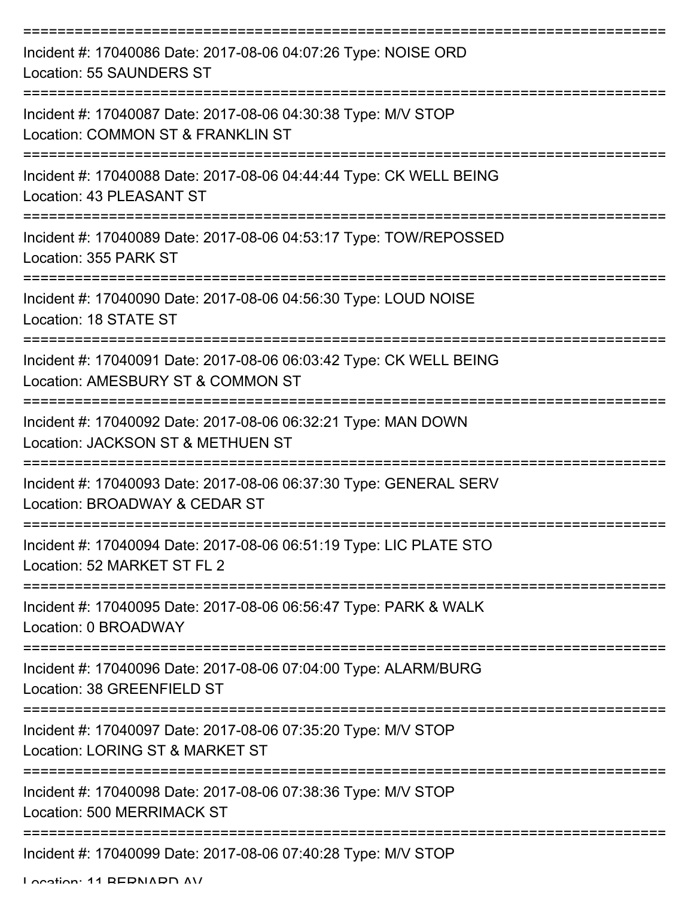===========================================================================

Incident #: 17040086 Date: 2017-08-06 04:07:26 Type: NOISE ORD
Location: 55 SAUNDERS ST

===========================================================================

Incident #: 17040087 Date: 2017-08-06 04:30:38 Type: M/V STOP
Location: COMMON ST & FRANKLIN ST

===========================================================================

Incident #: 17040088 Date: 2017-08-06 04:44:44 Type: CK WELL BEING
Location: 43 PLEASANT ST

===========================================================================

Incident #: 17040089 Date: 2017-08-06 04:53:17 Type: TOW/REPOSSED
Location: 355 PARK ST

===========================================================================

Incident #: 17040090 Date: 2017-08-06 04:56:30 Type: LOUD NOISE
Location: 18 STATE ST

===========================================================================

Incident #: 17040091 Date: 2017-08-06 06:03:42 Type: CK WELL BEING
Location: AMESBURY ST & COMMON ST

===========================================================================

Incident #: 17040092 Date: 2017-08-06 06:32:21 Type: MAN DOWN
Location: JACKSON ST & METHUEN ST

===========================================================================

Incident #: 17040093 Date: 2017-08-06 06:37:30 Type: GENERAL SERV
Location: BROADWAY & CEDAR ST

===========================================================================

Incident #: 17040094 Date: 2017-08-06 06:51:19 Type: LIC PLATE STO
Location: 52 MARKET ST FL 2

===========================================================================

Incident #: 17040095 Date: 2017-08-06 06:56:47 Type: PARK & WALK
Location: 0 BROADWAY

===========================================================================

Incident #: 17040096 Date: 2017-08-06 07:04:00 Type: ALARM/BURG
Location: 38 GREENFIELD ST

===========================================================================

Incident #: 17040097 Date: 2017-08-06 07:35:20 Type: M/V STOP
Location: LORING ST & MARKET ST

===========================================================================

Incident #: 17040098 Date: 2017-08-06 07:38:36 Type: M/V STOP
Location: 500 MERRIMACK ST

===========================================================================

Incident #: 17040099 Date: 2017-08-06 07:40:28 Type: M/V STOP
Location: 11 BERNARD AV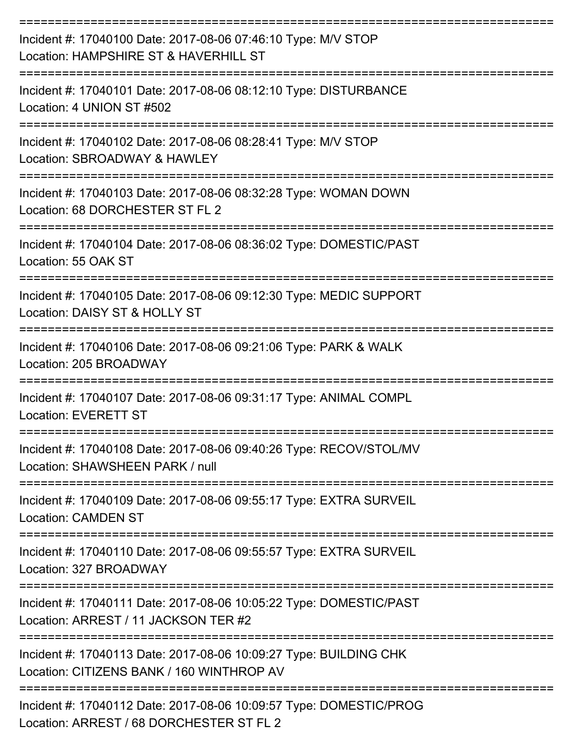===========================================================================

Incident #: 17040100 Date: 2017-08-06 07:46:10 Type: M/V STOP
Location: HAMPSHIRE ST & HAVERHILL ST

===========================================================================

Incident #: 17040101 Date: 2017-08-06 08:12:10 Type: DISTURBANCE
Location: 4 UNION ST #502

===========================================================================

Incident #: 17040102 Date: 2017-08-06 08:28:41 Type: M/V STOP
Location: SBROADWAY & HAWLEY

===========================================================================

Incident #: 17040103 Date: 2017-08-06 08:32:28 Type: WOMAN DOWN
Location: 68 DORCHESTER ST FL 2

===========================================================================

Incident #: 17040104 Date: 2017-08-06 08:36:02 Type: DOMESTIC/PAST
Location: 55 OAK ST

===========================================================================

Incident #: 17040105 Date: 2017-08-06 09:12:30 Type: MEDIC SUPPORT
Location: DAISY ST & HOLLY ST

===========================================================================

Incident #: 17040106 Date: 2017-08-06 09:21:06 Type: PARK & WALK
Location: 205 BROADWAY

===========================================================================

Incident #: 17040107 Date: 2017-08-06 09:31:17 Type: ANIMAL COMPL
Location: EVERETT ST

===========================================================================

Incident #: 17040108 Date: 2017-08-06 09:40:26 Type: RECOV/STOL/MV
Location: SHAWSHEEN PARK / null

===========================================================================

Incident #: 17040109 Date: 2017-08-06 09:55:17 Type: EXTRA SURVEIL
Location: CAMDEN ST

===========================================================================

Incident #: 17040110 Date: 2017-08-06 09:55:57 Type: EXTRA SURVEIL
Location: 327 BROADWAY

===========================================================================

Incident #: 17040111 Date: 2017-08-06 10:05:22 Type: DOMESTIC/PAST
Location: ARREST / 11 JACKSON TER #2

===========================================================================

Incident #: 17040113 Date: 2017-08-06 10:09:27 Type: BUILDING CHK
Location: CITIZENS BANK / 160 WINTHROP AV

===========================================================================

Incident #: 17040112 Date: 2017-08-06 10:09:57 Type: DOMESTIC/PROG
Location: ARREST / 68 DORCHESTER ST FL 2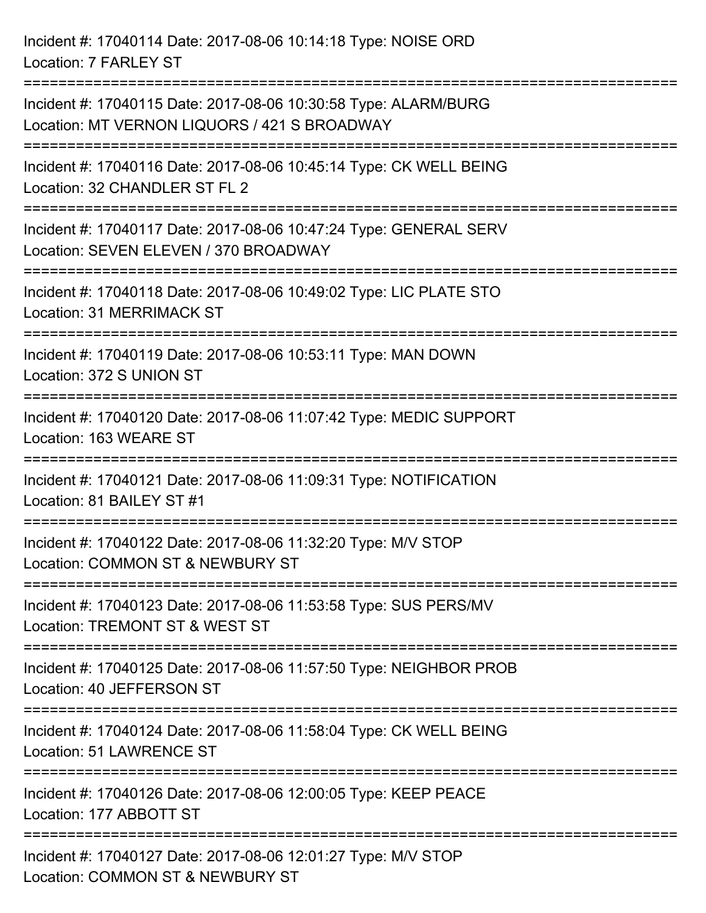Incident #: 17040114 Date: 2017-08-06 10:14:18 Type: NOISE ORD
Location: 7 FARLEY ST

===========================================================================

Incident #: 17040115 Date: 2017-08-06 10:30:58 Type: ALARM/BURG
Location: MT VERNON LIQUORS / 421 S BROADWAY

===========================================================================

Incident #: 17040116 Date: 2017-08-06 10:45:14 Type: CK WELL BEING
Location: 32 CHANDLER ST FL 2

===========================================================================

Incident #: 17040117 Date: 2017-08-06 10:47:24 Type: GENERAL SERV
Location: SEVEN ELEVEN / 370 BROADWAY

===========================================================================

Incident #: 17040118 Date: 2017-08-06 10:49:02 Type: LIC PLATE STO
Location: 31 MERRIMACK ST

===========================================================================

Incident #: 17040119 Date: 2017-08-06 10:53:11 Type: MAN DOWN
Location: 372 S UNION ST

===========================================================================

Incident #: 17040120 Date: 2017-08-06 11:07:42 Type: MEDIC SUPPORT
Location: 163 WEARE ST

===========================================================================

Incident #: 17040121 Date: 2017-08-06 11:09:31 Type: NOTIFICATION
Location: 81 BAILEY ST #1

===========================================================================

Incident #: 17040122 Date: 2017-08-06 11:32:20 Type: M/V STOP
Location: COMMON ST & NEWBURY ST

===========================================================================

Incident #: 17040123 Date: 2017-08-06 11:53:58 Type: SUS PERS/MV
Location: TREMONT ST & WEST ST

===========================================================================

Incident #: 17040125 Date: 2017-08-06 11:57:50 Type: NEIGHBOR PROB
Location: 40 JEFFERSON ST

===========================================================================

Incident #: 17040124 Date: 2017-08-06 11:58:04 Type: CK WELL BEING
Location: 51 LAWRENCE ST

===========================================================================

Incident #: 17040126 Date: 2017-08-06 12:00:05 Type: KEEP PEACE
Location: 177 ABBOTT ST

===========================================================================

Incident #: 17040127 Date: 2017-08-06 12:01:27 Type: M/V STOP
Location: COMMON ST & NEWBURY ST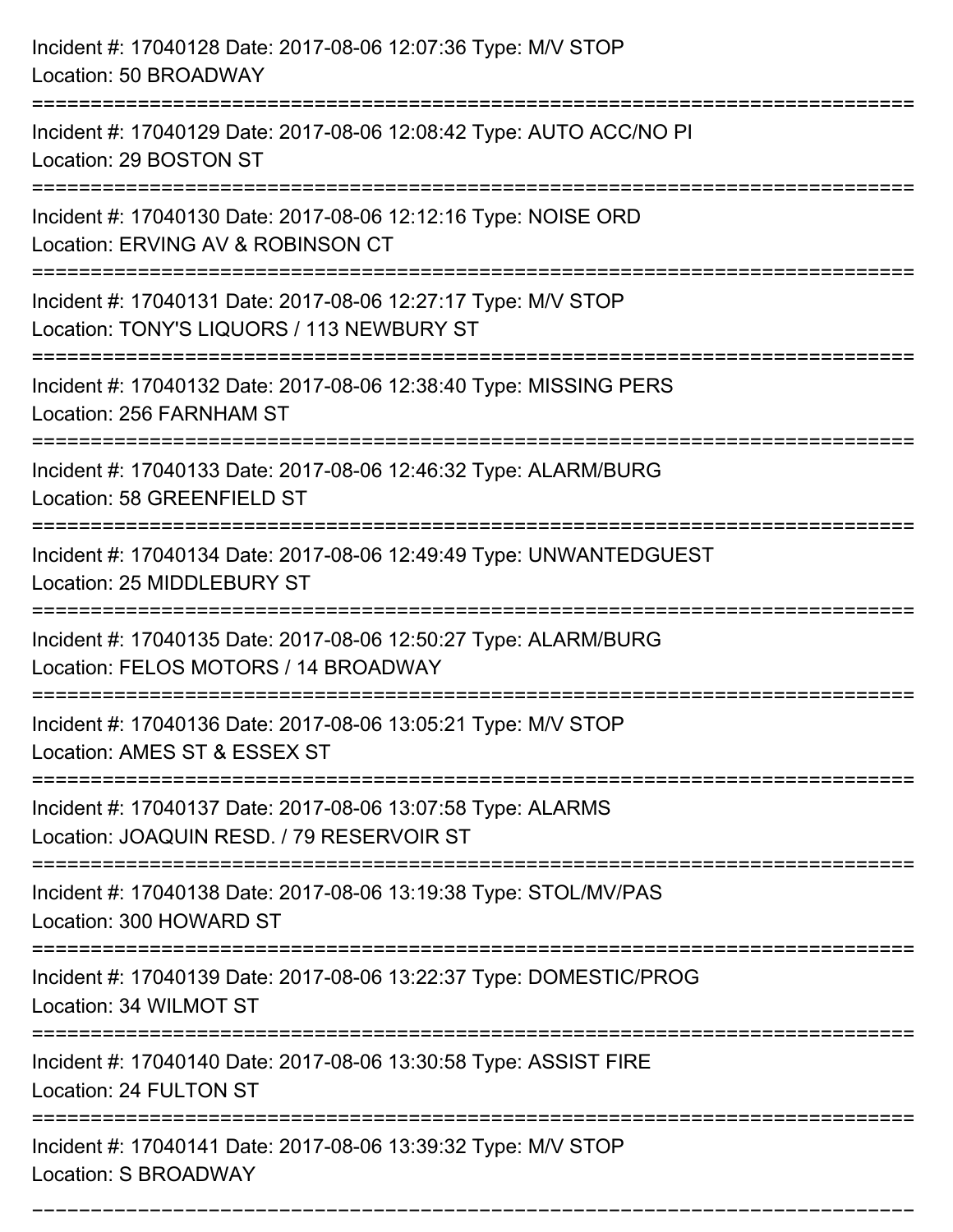Incident #: 17040128 Date: 2017-08-06 12:07:36 Type: M/V STOP
Location: 50 BROADWAY

===========================================================================

Incident #: 17040129 Date: 2017-08-06 12:08:42 Type: AUTO ACC/NO PI
Location: 29 BOSTON ST

===========================================================================

Incident #: 17040130 Date: 2017-08-06 12:12:16 Type: NOISE ORD
Location: ERVING AV & ROBINSON CT

===========================================================================

Incident #: 17040131 Date: 2017-08-06 12:27:17 Type: M/V STOP
Location: TONY'S LIQUORS / 113 NEWBURY ST

===========================================================================

Incident #: 17040132 Date: 2017-08-06 12:38:40 Type: MISSING PERS
Location: 256 FARNHAM ST

===========================================================================

Incident #: 17040133 Date: 2017-08-06 12:46:32 Type: ALARM/BURG
Location: 58 GREENFIELD ST

===========================================================================

Incident #: 17040134 Date: 2017-08-06 12:49:49 Type: UNWANTEDGUEST
Location: 25 MIDDLEBURY ST

===========================================================================

Incident #: 17040135 Date: 2017-08-06 12:50:27 Type: ALARM/BURG
Location: FELOS MOTORS / 14 BROADWAY

===========================================================================

Incident #: 17040136 Date: 2017-08-06 13:05:21 Type: M/V STOP
Location: AMES ST & ESSEX ST

===========================================================================

Incident #: 17040137 Date: 2017-08-06 13:07:58 Type: ALARMS
Location: JOAQUIN RESD. / 79 RESERVOIR ST

===========================================================================

Incident #: 17040138 Date: 2017-08-06 13:19:38 Type: STOL/MV/PAS
Location: 300 HOWARD ST

===========================================================================

Incident #: 17040139 Date: 2017-08-06 13:22:37 Type: DOMESTIC/PROG
Location: 34 WILMOT ST

===========================================================================

Incident #: 17040140 Date: 2017-08-06 13:30:58 Type: ASSIST FIRE
Location: 24 FULTON ST

===========================================================================

Incident #: 17040141 Date: 2017-08-06 13:39:32 Type: M/V STOP
Location: S BROADWAY

===========================================================================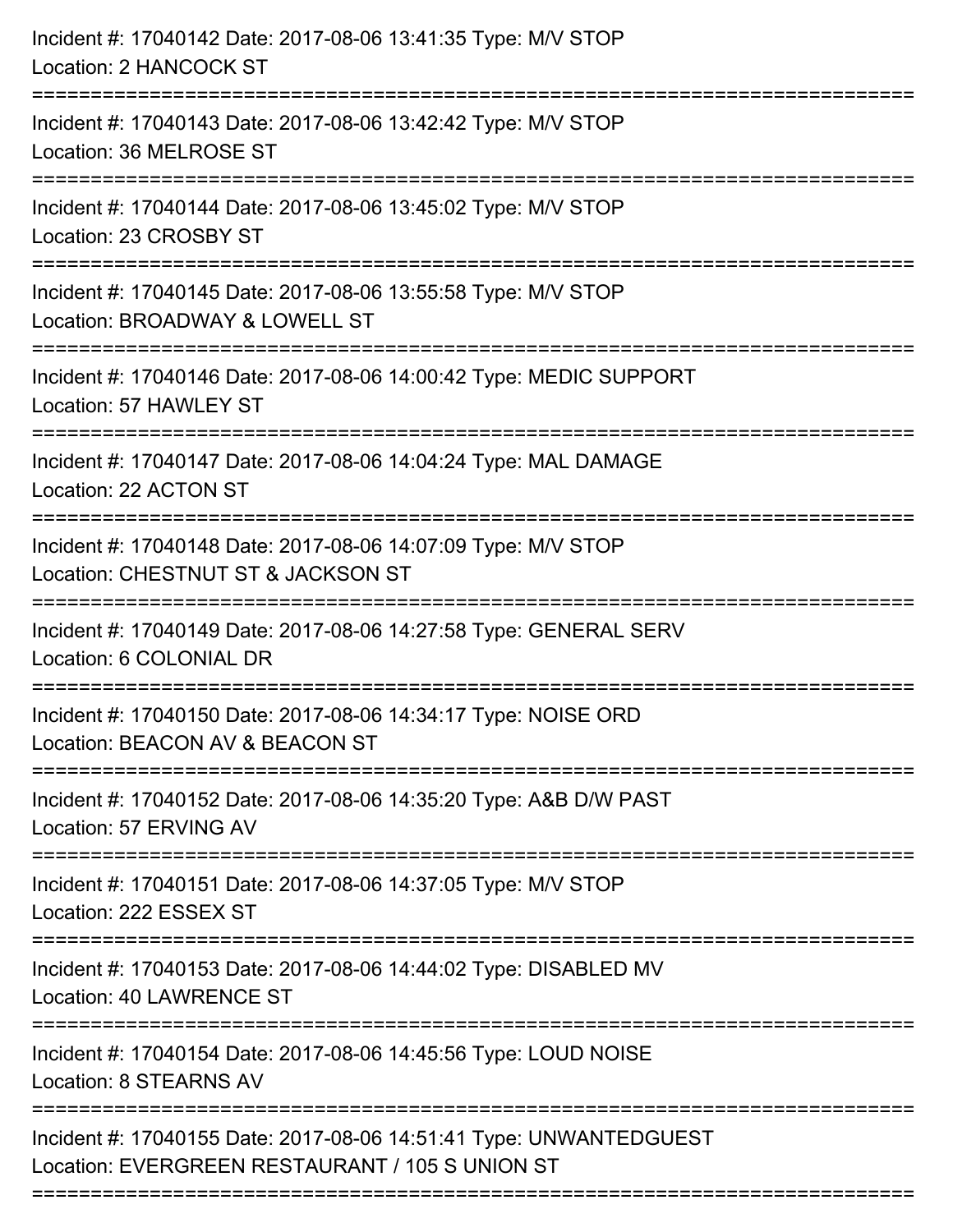Incident #: 17040142 Date: 2017-08-06 13:41:35 Type: M/V STOP
Location: 2 HANCOCK ST

===========================================================================

Incident #: 17040143 Date: 2017-08-06 13:42:42 Type: M/V STOP
Location: 36 MELROSE ST

===========================================================================

Incident #: 17040144 Date: 2017-08-06 13:45:02 Type: M/V STOP
Location: 23 CROSBY ST

===========================================================================

Incident #: 17040145 Date: 2017-08-06 13:55:58 Type: M/V STOP
Location: BROADWAY & LOWELL ST

===========================================================================

Incident #: 17040146 Date: 2017-08-06 14:00:42 Type: MEDIC SUPPORT
Location: 57 HAWLEY ST

===========================================================================

Incident #: 17040147 Date: 2017-08-06 14:04:24 Type: MAL DAMAGE
Location: 22 ACTON ST

===========================================================================

Incident #: 17040148 Date: 2017-08-06 14:07:09 Type: M/V STOP
Location: CHESTNUT ST & JACKSON ST

===========================================================================

Incident #: 17040149 Date: 2017-08-06 14:27:58 Type: GENERAL SERV
Location: 6 COLONIAL DR

===========================================================================

Incident #: 17040150 Date: 2017-08-06 14:34:17 Type: NOISE ORD
Location: BEACON AV & BEACON ST

===========================================================================

Incident #: 17040152 Date: 2017-08-06 14:35:20 Type: A&B D/W PAST
Location: 57 ERVING AV

===========================================================================

Incident #: 17040151 Date: 2017-08-06 14:37:05 Type: M/V STOP
Location: 222 ESSEX ST

===========================================================================

Incident #: 17040153 Date: 2017-08-06 14:44:02 Type: DISABLED MV
Location: 40 LAWRENCE ST

===========================================================================

Incident #: 17040154 Date: 2017-08-06 14:45:56 Type: LOUD NOISE
Location: 8 STEARNS AV

===========================================================================

Incident #: 17040155 Date: 2017-08-06 14:51:41 Type: UNWANTEDGUEST
Location: EVERGREEN RESTAURANT / 105 S UNION ST

===========================================================================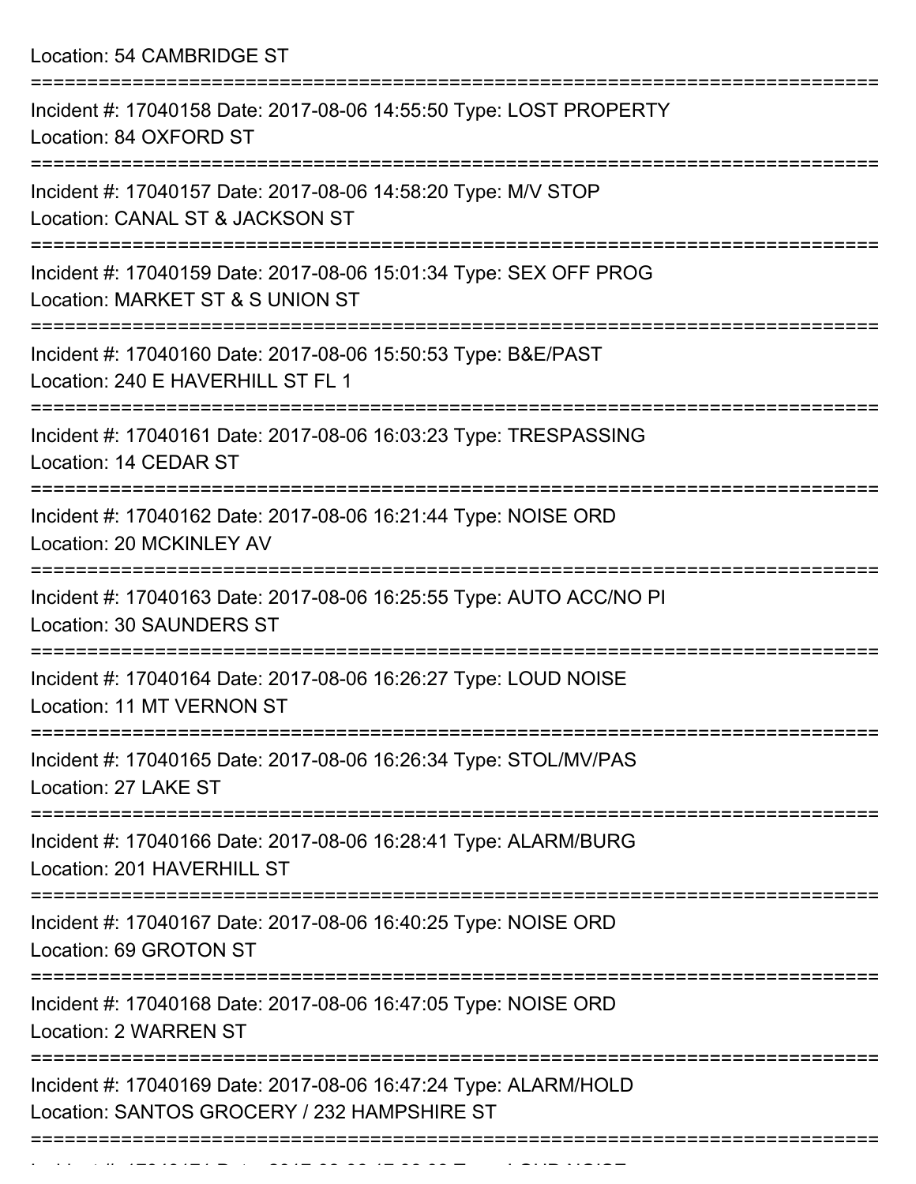Location: 54 CAMBRIDGE ST

===========================================================================

Incident #: 17040158 Date: 2017-08-06 14:55:50 Type: LOST PROPERTY
Location: 84 OXFORD ST

===========================================================================

Incident #: 17040157 Date: 2017-08-06 14:58:20 Type: M/V STOP
Location: CANAL ST & JACKSON ST

===========================================================================

Incident #: 17040159 Date: 2017-08-06 15:01:34 Type: SEX OFF PROG
Location: MARKET ST & S UNION ST

===========================================================================

Incident #: 17040160 Date: 2017-08-06 15:50:53 Type: B&E/PAST
Location: 240 E HAVERHILL ST FL 1

===========================================================================

Incident #: 17040161 Date: 2017-08-06 16:03:23 Type: TRESPASSING
Location: 14 CEDAR ST

===========================================================================

Incident #: 17040162 Date: 2017-08-06 16:21:44 Type: NOISE ORD
Location: 20 MCKINLEY AV

===========================================================================

Incident #: 17040163 Date: 2017-08-06 16:25:55 Type: AUTO ACC/NO PI
Location: 30 SAUNDERS ST

===========================================================================

Incident #: 17040164 Date: 2017-08-06 16:26:27 Type: LOUD NOISE
Location: 11 MT VERNON ST

===========================================================================

Incident #: 17040165 Date: 2017-08-06 16:26:34 Type: STOL/MV/PAS
Location: 27 LAKE ST

===========================================================================

Incident #: 17040166 Date: 2017-08-06 16:28:41 Type: ALARM/BURG
Location: 201 HAVERHILL ST

===========================================================================

Incident #: 17040167 Date: 2017-08-06 16:40:25 Type: NOISE ORD
Location: 69 GROTON ST

===========================================================================

Incident #: 17040168 Date: 2017-08-06 16:47:05 Type: NOISE ORD
Location: 2 WARREN ST

===========================================================================

Incident #: 17040169 Date: 2017-08-06 16:47:24 Type: ALARM/HOLD
Location: SANTOS GROCERY / 232 HAMPSHIRE ST

===========================================================================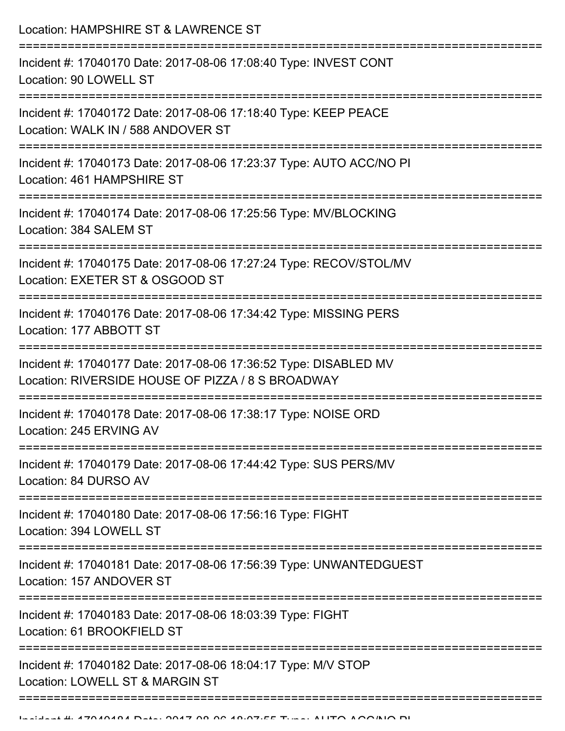Location: HAMPSHIRE ST & LAWRENCE ST

===========================================================================

Incident #: 17040170 Date: 2017-08-06 17:08:40 Type: INVEST CONT
Location: 90 LOWELL ST

===========================================================================

Incident #: 17040172 Date: 2017-08-06 17:18:40 Type: KEEP PEACE
Location: WALK IN / 588 ANDOVER ST

===========================================================================

Incident #: 17040173 Date: 2017-08-06 17:23:37 Type: AUTO ACC/NO PI
Location: 461 HAMPSHIRE ST

===========================================================================

Incident #: 17040174 Date: 2017-08-06 17:25:56 Type: MV/BLOCKING
Location: 384 SALEM ST

===========================================================================

Incident #: 17040175 Date: 2017-08-06 17:27:24 Type: RECOV/STOL/MV
Location: EXETER ST & OSGOOD ST

===========================================================================

Incident #: 17040176 Date: 2017-08-06 17:34:42 Type: MISSING PERS
Location: 177 ABBOTT ST

===========================================================================

Incident #: 17040177 Date: 2017-08-06 17:36:52 Type: DISABLED MV
Location: RIVERSIDE HOUSE OF PIZZA / 8 S BROADWAY

===========================================================================

Incident #: 17040178 Date: 2017-08-06 17:38:17 Type: NOISE ORD
Location: 245 ERVING AV

===========================================================================

Incident #: 17040179 Date: 2017-08-06 17:44:42 Type: SUS PERS/MV
Location: 84 DURSO AV

===========================================================================

Incident #: 17040180 Date: 2017-08-06 17:56:16 Type: FIGHT
Location: 394 LOWELL ST

===========================================================================

Incident #: 17040181 Date: 2017-08-06 17:56:39 Type: UNWANTEDGUEST
Location: 157 ANDOVER ST

===========================================================================

Incident #: 17040183 Date: 2017-08-06 18:03:39 Type: FIGHT
Location: 61 BROOKFIELD ST

===========================================================================

Incident #: 17040182 Date: 2017-08-06 18:04:17 Type: M/V STOP
Location: LOWELL ST & MARGIN ST

===========================================================================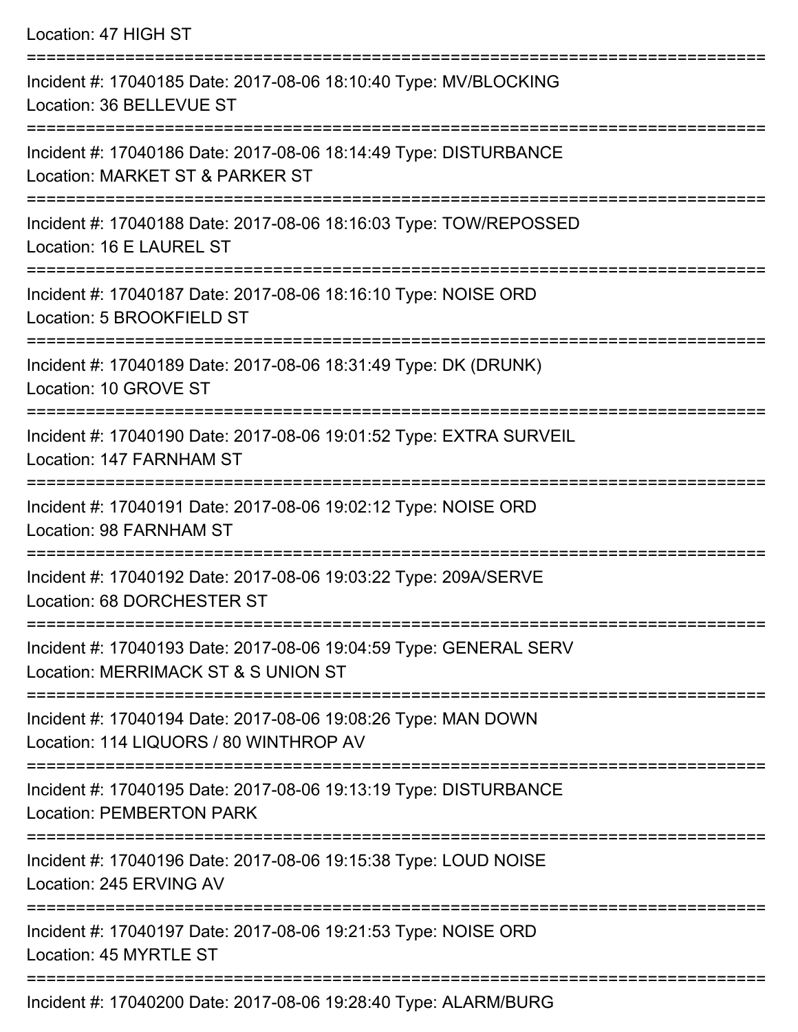Location: 47 HIGH ST

===========================================================================

Incident #: 17040185 Date: 2017-08-06 18:10:40 Type: MV/BLOCKING
Location: 36 BELLEVUE ST

===========================================================================

Incident #: 17040186 Date: 2017-08-06 18:14:49 Type: DISTURBANCE
Location: MARKET ST & PARKER ST

===========================================================================

Incident #: 17040188 Date: 2017-08-06 18:16:03 Type: TOW/REPOSSED
Location: 16 E LAUREL ST

===========================================================================

Incident #: 17040187 Date: 2017-08-06 18:16:10 Type: NOISE ORD
Location: 5 BROOKFIELD ST

===========================================================================

Incident #: 17040189 Date: 2017-08-06 18:31:49 Type: DK (DRUNK)
Location: 10 GROVE ST

===========================================================================

Incident #: 17040190 Date: 2017-08-06 19:01:52 Type: EXTRA SURVEIL
Location: 147 FARNHAM ST

===========================================================================

Incident #: 17040191 Date: 2017-08-06 19:02:12 Type: NOISE ORD
Location: 98 FARNHAM ST

===========================================================================

Incident #: 17040192 Date: 2017-08-06 19:03:22 Type: 209A/SERVE
Location: 68 DORCHESTER ST

===========================================================================

Incident #: 17040193 Date: 2017-08-06 19:04:59 Type: GENERAL SERV
Location: MERRIMACK ST & S UNION ST

===========================================================================

Incident #: 17040194 Date: 2017-08-06 19:08:26 Type: MAN DOWN
Location: 114 LIQUORS / 80 WINTHROP AV

===========================================================================

Incident #: 17040195 Date: 2017-08-06 19:13:19 Type: DISTURBANCE
Location: PEMBERTON PARK

===========================================================================

Incident #: 17040196 Date: 2017-08-06 19:15:38 Type: LOUD NOISE
Location: 245 ERVING AV

===========================================================================

Incident #: 17040197 Date: 2017-08-06 19:21:53 Type: NOISE ORD
Location: 45 MYRTLE ST

===========================================================================

Incident #: 17040200 Date: 2017-08-06 19:28:40 Type: ALARM/BURG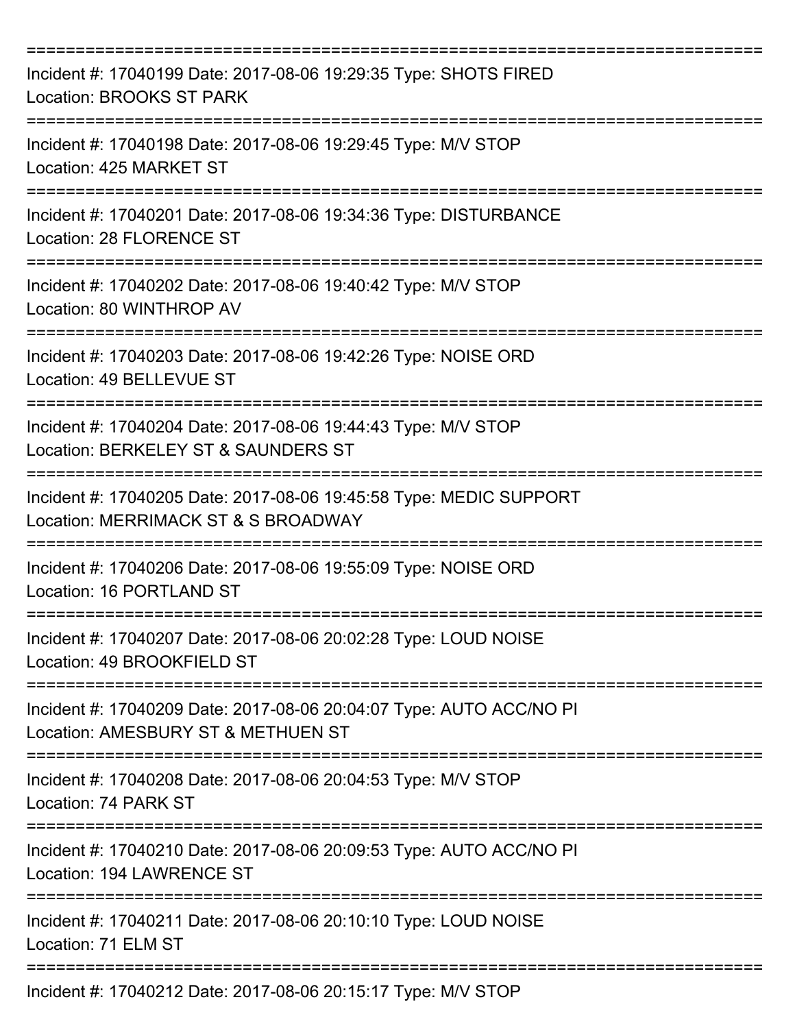===========================================================================

Incident #: 17040199 Date: 2017-08-06 19:29:35 Type: SHOTS FIRED
Location: BROOKS ST PARK

===========================================================================

Incident #: 17040198 Date: 2017-08-06 19:29:45 Type: M/V STOP
Location: 425 MARKET ST

===========================================================================

Incident #: 17040201 Date: 2017-08-06 19:34:36 Type: DISTURBANCE
Location: 28 FLORENCE ST

===========================================================================

Incident #: 17040202 Date: 2017-08-06 19:40:42 Type: M/V STOP
Location: 80 WINTHROP AV

===========================================================================

Incident #: 17040203 Date: 2017-08-06 19:42:26 Type: NOISE ORD
Location: 49 BELLEVUE ST

===========================================================================

Incident #: 17040204 Date: 2017-08-06 19:44:43 Type: M/V STOP
Location: BERKELEY ST & SAUNDERS ST

===========================================================================

Incident #: 17040205 Date: 2017-08-06 19:45:58 Type: MEDIC SUPPORT
Location: MERRIMACK ST & S BROADWAY

===========================================================================

Incident #: 17040206 Date: 2017-08-06 19:55:09 Type: NOISE ORD
Location: 16 PORTLAND ST

===========================================================================

Incident #: 17040207 Date: 2017-08-06 20:02:28 Type: LOUD NOISE
Location: 49 BROOKFIELD ST

===========================================================================

Incident #: 17040209 Date: 2017-08-06 20:04:07 Type: AUTO ACC/NO PI
Location: AMESBURY ST & METHUEN ST

===========================================================================

Incident #: 17040208 Date: 2017-08-06 20:04:53 Type: M/V STOP
Location: 74 PARK ST

===========================================================================

Incident #: 17040210 Date: 2017-08-06 20:09:53 Type: AUTO ACC/NO PI
Location: 194 LAWRENCE ST

===========================================================================

Incident #: 17040211 Date: 2017-08-06 20:10:10 Type: LOUD NOISE
Location: 71 ELM ST

===========================================================================

Incident #: 17040212 Date: 2017-08-06 20:15:17 Type: M/V STOP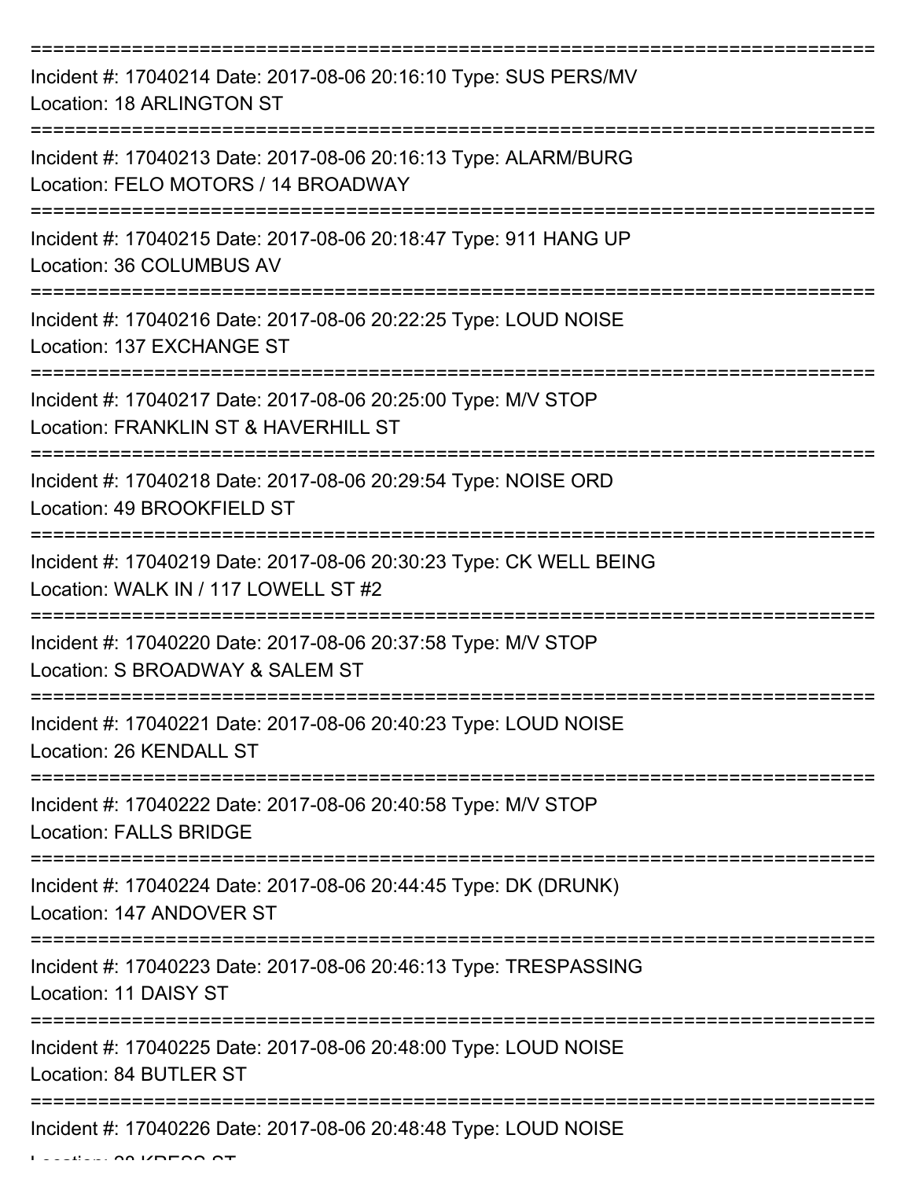===========================================================================

Incident #: 17040214 Date: 2017-08-06 20:16:10 Type: SUS PERS/MV
Location: 18 ARLINGTON ST

===========================================================================

Incident #: 17040213 Date: 2017-08-06 20:16:13 Type: ALARM/BURG
Location: FELO MOTORS / 14 BROADWAY

===========================================================================

Incident #: 17040215 Date: 2017-08-06 20:18:47 Type: 911 HANG UP
Location: 36 COLUMBUS AV

===========================================================================

Incident #: 17040216 Date: 2017-08-06 20:22:25 Type: LOUD NOISE
Location: 137 EXCHANGE ST

===========================================================================

Incident #: 17040217 Date: 2017-08-06 20:25:00 Type: M/V STOP
Location: FRANKLIN ST & HAVERHILL ST

===========================================================================

Incident #: 17040218 Date: 2017-08-06 20:29:54 Type: NOISE ORD
Location: 49 BROOKFIELD ST

===========================================================================

Incident #: 17040219 Date: 2017-08-06 20:30:23 Type: CK WELL BEING
Location: WALK IN / 117 LOWELL ST #2

===========================================================================

Incident #: 17040220 Date: 2017-08-06 20:37:58 Type: M/V STOP
Location: S BROADWAY & SALEM ST

===========================================================================

Incident #: 17040221 Date: 2017-08-06 20:40:23 Type: LOUD NOISE
Location: 26 KENDALL ST

===========================================================================

Incident #: 17040222 Date: 2017-08-06 20:40:58 Type: M/V STOP
Location: FALLS BRIDGE

===========================================================================

Incident #: 17040224 Date: 2017-08-06 20:44:45 Type: DK (DRUNK)
Location: 147 ANDOVER ST

===========================================================================

Incident #: 17040223 Date: 2017-08-06 20:46:13 Type: TRESPASSING
Location: 11 DAISY ST

===========================================================================

Incident #: 17040225 Date: 2017-08-06 20:48:00 Type: LOUD NOISE
Location: 84 BUTLER ST

===========================================================================

Incident #: 17040226 Date: 2017-08-06 20:48:48 Type: LOUD NOISE
Location: 28 KRESS ST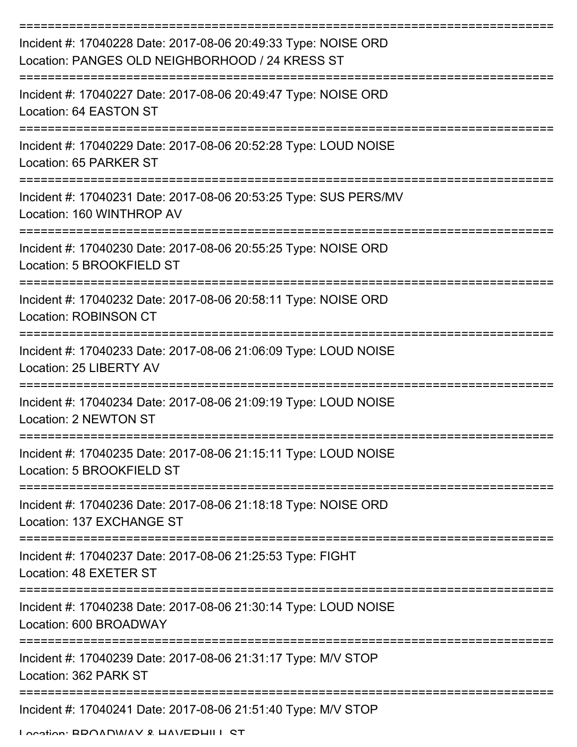Incident #: 17040228 Date: 2017-08-06 20:49:33 Type: NOISE ORD
Location: PANGES OLD NEIGHBORHOOD / 24 KRESS ST

Incident #: 17040227 Date: 2017-08-06 20:49:47 Type: NOISE ORD
Location: 64 EASTON ST

Incident #: 17040229 Date: 2017-08-06 20:52:28 Type: LOUD NOISE
Location: 65 PARKER ST

Incident #: 17040231 Date: 2017-08-06 20:53:25 Type: SUS PERS/MV
Location: 160 WINTHROP AV

Incident #: 17040230 Date: 2017-08-06 20:55:25 Type: NOISE ORD
Location: 5 BROOKFIELD ST

Incident #: 17040232 Date: 2017-08-06 20:58:11 Type: NOISE ORD
Location: ROBINSON CT

Incident #: 17040233 Date: 2017-08-06 21:06:09 Type: LOUD NOISE
Location: 25 LIBERTY AV

Incident #: 17040234 Date: 2017-08-06 21:09:19 Type: LOUD NOISE
Location: 2 NEWTON ST

Incident #: 17040235 Date: 2017-08-06 21:15:11 Type: LOUD NOISE
Location: 5 BROOKFIELD ST

Incident #: 17040236 Date: 2017-08-06 21:18:18 Type: NOISE ORD
Location: 137 EXCHANGE ST

Incident #: 17040237 Date: 2017-08-06 21:25:53 Type: FIGHT
Location: 48 EXETER ST

Incident #: 17040238 Date: 2017-08-06 21:30:14 Type: LOUD NOISE
Location: 600 BROADWAY

Incident #: 17040239 Date: 2017-08-06 21:31:17 Type: M/V STOP
Location: 362 PARK ST

Incident #: 17040241 Date: 2017-08-06 21:51:40 Type: M/V STOP
Location: BROADWAY & HAVERHILL ST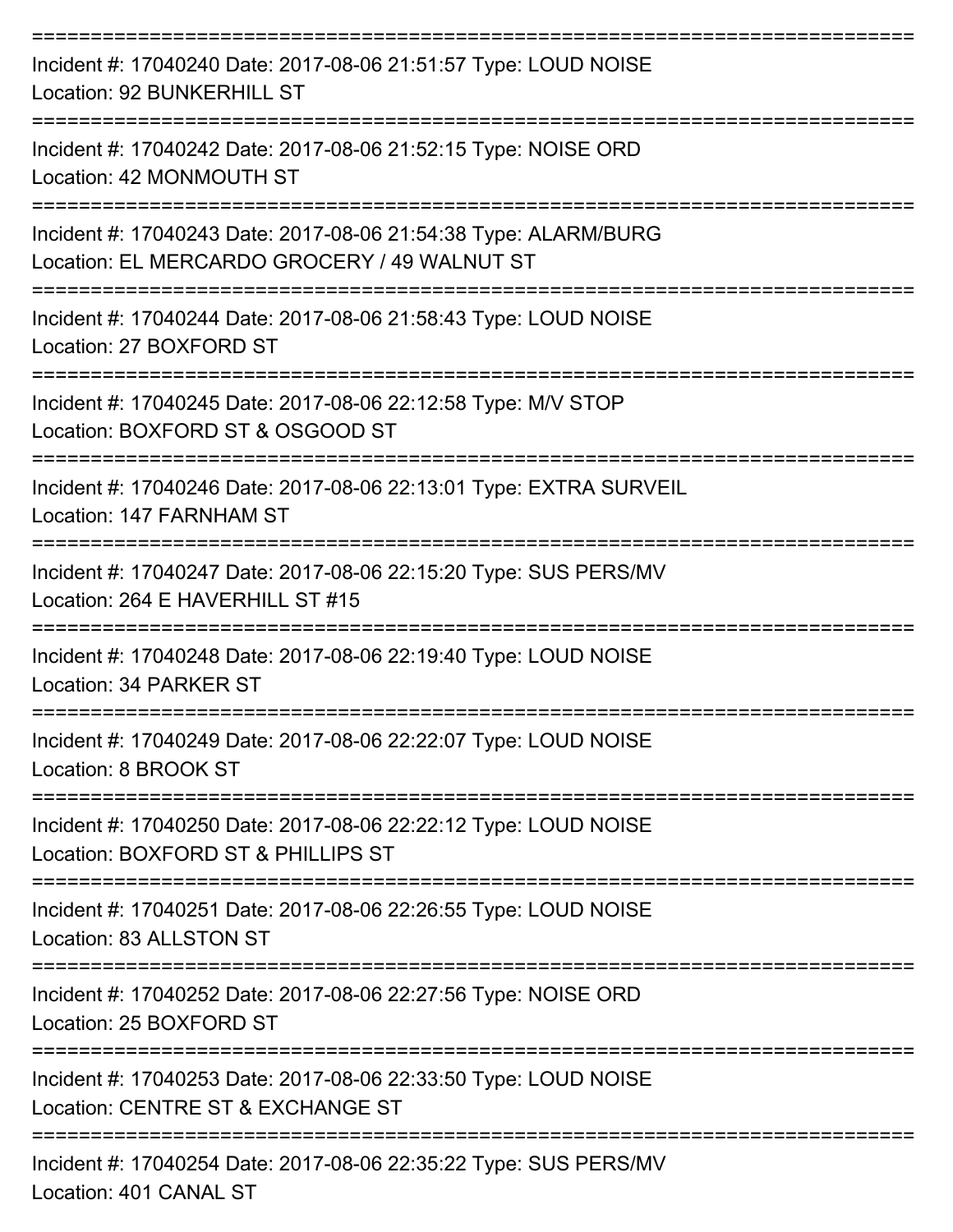===========================================================================

Incident #: 17040240 Date: 2017-08-06 21:51:57 Type: LOUD NOISE
Location: 92 BUNKERHILL ST

===========================================================================

Incident #: 17040242 Date: 2017-08-06 21:52:15 Type: NOISE ORD
Location: 42 MONMOUTH ST

===========================================================================

Incident #: 17040243 Date: 2017-08-06 21:54:38 Type: ALARM/BURG
Location: EL MERCARDO GROCERY / 49 WALNUT ST

===========================================================================

Incident #: 17040244 Date: 2017-08-06 21:58:43 Type: LOUD NOISE
Location: 27 BOXFORD ST

===========================================================================

Incident #: 17040245 Date: 2017-08-06 22:12:58 Type: M/V STOP
Location: BOXFORD ST & OSGOOD ST

===========================================================================

Incident #: 17040246 Date: 2017-08-06 22:13:01 Type: EXTRA SURVEIL
Location: 147 FARNHAM ST

===========================================================================

Incident #: 17040247 Date: 2017-08-06 22:15:20 Type: SUS PERS/MV
Location: 264 E HAVERHILL ST #15

===========================================================================

Incident #: 17040248 Date: 2017-08-06 22:19:40 Type: LOUD NOISE
Location: 34 PARKER ST

===========================================================================

Incident #: 17040249 Date: 2017-08-06 22:22:07 Type: LOUD NOISE
Location: 8 BROOK ST

===========================================================================

Incident #: 17040250 Date: 2017-08-06 22:22:12 Type: LOUD NOISE
Location: BOXFORD ST & PHILLIPS ST

===========================================================================

Incident #: 17040251 Date: 2017-08-06 22:26:55 Type: LOUD NOISE
Location: 83 ALLSTON ST

===========================================================================

Incident #: 17040252 Date: 2017-08-06 22:27:56 Type: NOISE ORD
Location: 25 BOXFORD ST

===========================================================================

Incident #: 17040253 Date: 2017-08-06 22:33:50 Type: LOUD NOISE
Location: CENTRE ST & EXCHANGE ST

===========================================================================

Incident #: 17040254 Date: 2017-08-06 22:35:22 Type: SUS PERS/MV
Location: 401 CANAL ST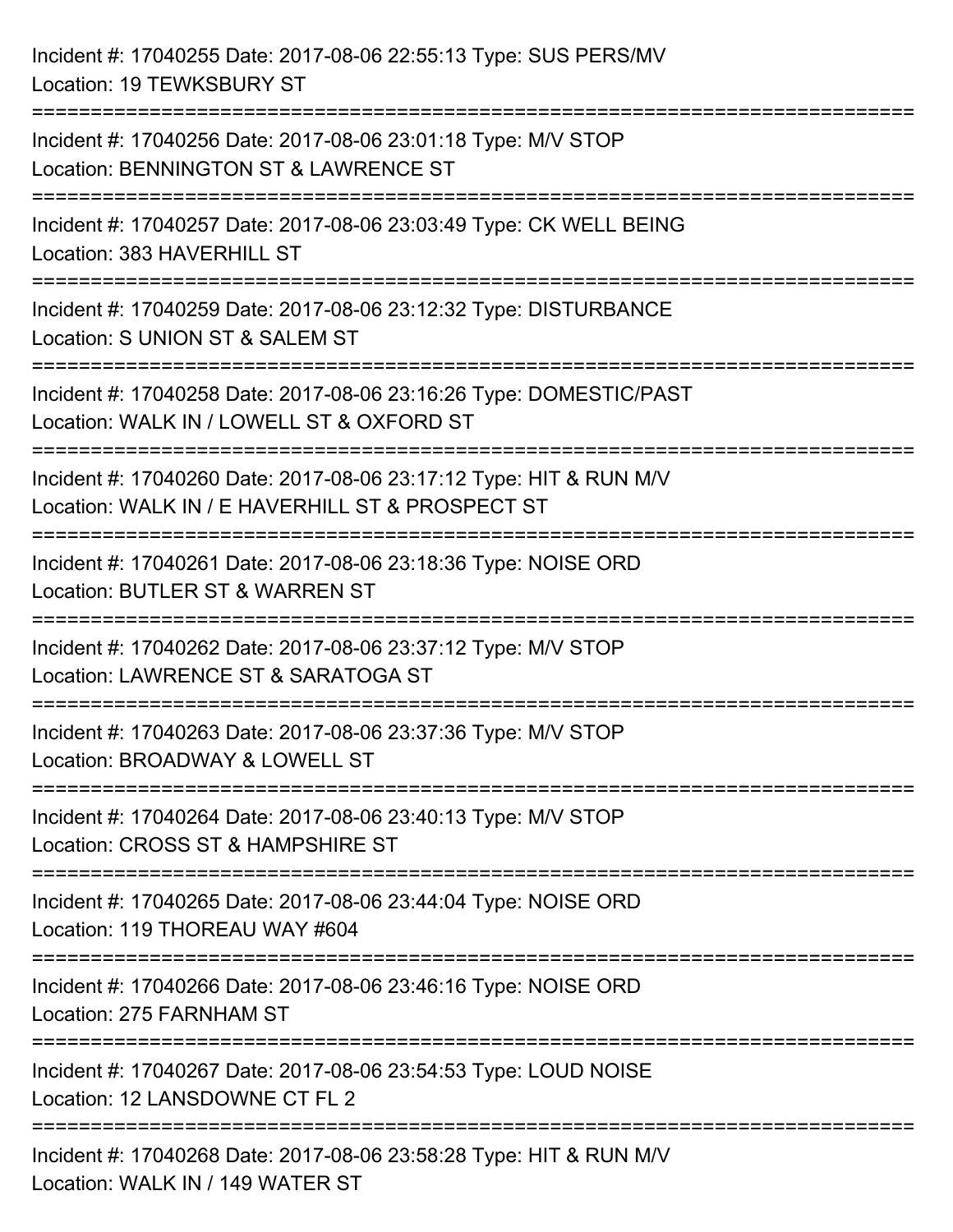Incident #: 17040255 Date: 2017-08-06 22:55:13 Type: SUS PERS/MV
Location: 19 TEWKSBURY ST

===========================================================================

Incident #: 17040256 Date: 2017-08-06 23:01:18 Type: M/V STOP
Location: BENNINGTON ST & LAWRENCE ST

===========================================================================

Incident #: 17040257 Date: 2017-08-06 23:03:49 Type: CK WELL BEING
Location: 383 HAVERHILL ST

===========================================================================

Incident #: 17040259 Date: 2017-08-06 23:12:32 Type: DISTURBANCE
Location: S UNION ST & SALEM ST

===========================================================================

Incident #: 17040258 Date: 2017-08-06 23:16:26 Type: DOMESTIC/PAST
Location: WALK IN / LOWELL ST & OXFORD ST

===========================================================================

Incident #: 17040260 Date: 2017-08-06 23:17:12 Type: HIT & RUN M/V
Location: WALK IN / E HAVERHILL ST & PROSPECT ST

===========================================================================

Incident #: 17040261 Date: 2017-08-06 23:18:36 Type: NOISE ORD
Location: BUTLER ST & WARREN ST

===========================================================================

Incident #: 17040262 Date: 2017-08-06 23:37:12 Type: M/V STOP
Location: LAWRENCE ST & SARATOGA ST

===========================================================================

Incident #: 17040263 Date: 2017-08-06 23:37:36 Type: M/V STOP
Location: BROADWAY & LOWELL ST

===========================================================================

Incident #: 17040264 Date: 2017-08-06 23:40:13 Type: M/V STOP
Location: CROSS ST & HAMPSHIRE ST

===========================================================================

Incident #: 17040265 Date: 2017-08-06 23:44:04 Type: NOISE ORD
Location: 119 THOREAU WAY #604

===========================================================================

Incident #: 17040266 Date: 2017-08-06 23:46:16 Type: NOISE ORD
Location: 275 FARNHAM ST

===========================================================================

Incident #: 17040267 Date: 2017-08-06 23:54:53 Type: LOUD NOISE
Location: 12 LANSDOWNE CT FL 2

===========================================================================

Incident #: 17040268 Date: 2017-08-06 23:58:28 Type: HIT & RUN M/V
Location: WALK IN / 149 WATER ST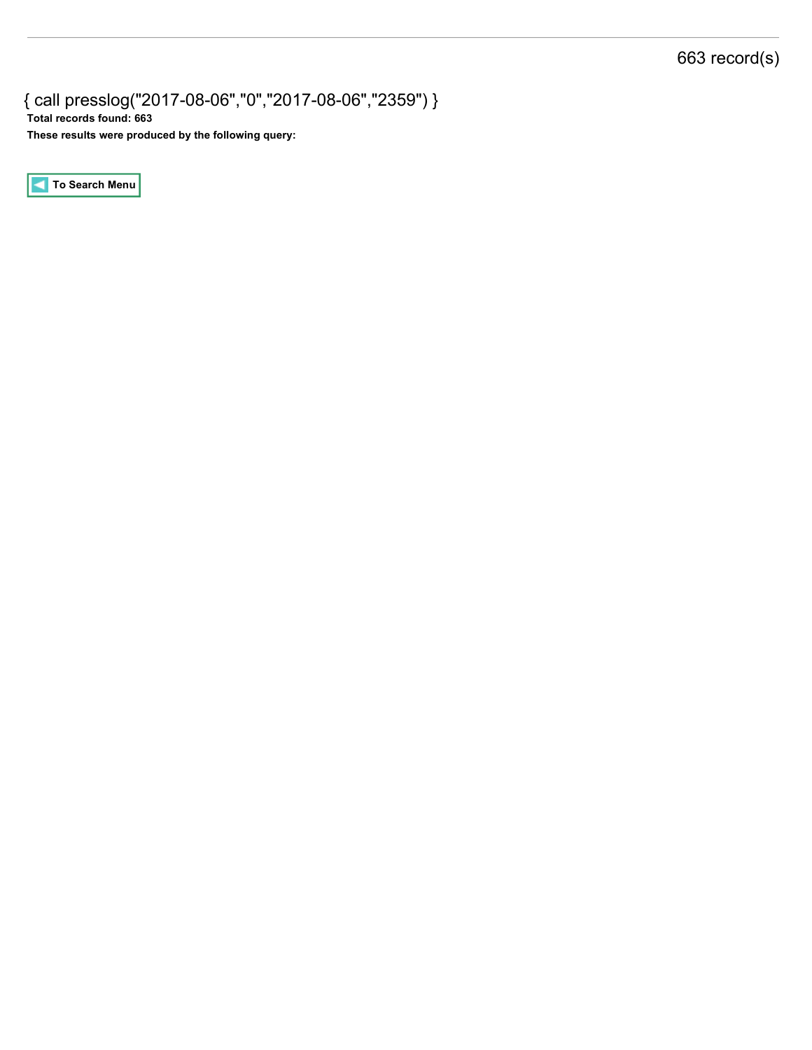663 record(s)

{ call presslog("2017-08-06","0","2017-08-06","2359") }

**Total records found: 663**

**These results were produced by the following query:**

**To Search Menu**